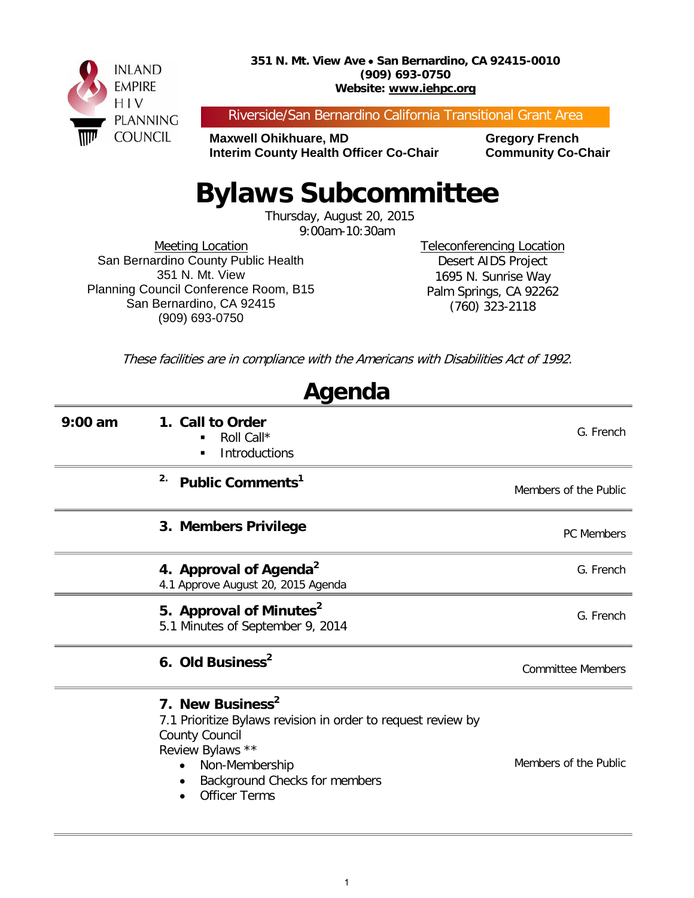INLAND EMPIRE HIV PLANNING COUNCIL

**351 N. Mt. View Ave • San Bernardino, CA 92415-0010**
**(909) 693-0750**
**Website: www.iehpc.org**

Riverside/San Bernardino California Transitional Grant Area

**Maxwell Ohikhuare, MD**
**Interim County Health Officer Co-Chair**

**Gregory French**
**Community Co-Chair**

# Bylaws Subcommittee

Thursday, August 20, 2015
9:00am-10:30am

Meeting Location
San Bernardino County Public Health
351 N. Mt. View
Planning Council Conference Room, B15
San Bernardino, CA 92415
(909) 693-0750

Teleconferencing Location
Desert AIDS Project
1695 N. Sunrise Way
Palm Springs, CA 92262
(760) 323-2118

*These facilities are in compliance with the Americans with Disabilities Act of 1992.*

## Agenda

| Time | Item | Presenter |
|---|---|---|
| **9:00 am** | **1. Call to Order**<br>▪ Roll Call*<br>▪ Introductions | G. French |
| | **2. Public Comments[1]** | Members of the Public |
| | **3. Members Privilege** | PC Members |
| | **4. Approval of Agenda[2]**<br>4.1 Approve August 20, 2015 Agenda | G. French |
| | **5. Approval of Minutes[2]**<br>5.1 Minutes of September 9, 2014 | G. French |
| | **6. Old Business[2]** | Committee Members |
| | **7. New Business[2]**<br>7.1 Prioritize Bylaws revision in order to request review by County Council<br>Review Bylaws **<br>• Non-Membership<br>• Background Checks for members<br>• Officer Terms | Members of the Public |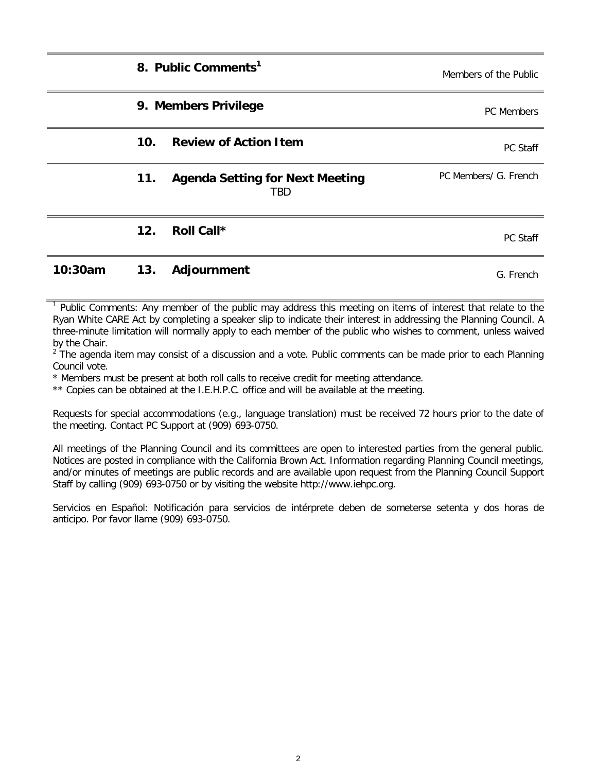| Time | Item | Presenter |
|---|---|---|
| | **8. Public Comments**[1] | Members of the Public |
| | **9. Members Privilege** | PC Members |
| | **10. Review of Action Item** | PC Staff |
| | **11. Agenda Setting for Next Meeting**<br>TBD | PC Members/ G. French |
| | **12. Roll Call*** | PC Staff |
| **10:30am** | **13. Adjournment** | G. French |

[1] Public Comments: Any member of the public may address this meeting on items of interest that relate to the Ryan White CARE Act by completing a speaker slip to indicate their interest in addressing the Planning Council. A three-minute limitation will normally apply to each member of the public who wishes to comment, unless waived by the Chair.

[2] The agenda item may consist of a discussion and a vote. Public comments can be made prior to each Planning Council vote.

* Members must be present at both roll calls to receive credit for meeting attendance.

** Copies can be obtained at the I.E.H.P.C. office and will be available at the meeting.

Requests for special accommodations (e.g., language translation) must be received 72 hours prior to the date of the meeting. Contact PC Support at (909) 693-0750.

All meetings of the Planning Council and its committees are open to interested parties from the general public. Notices are posted in compliance with the California Brown Act. Information regarding Planning Council meetings, and/or minutes of meetings are public records and are available upon request from the Planning Council Support Staff by calling (909) 693-0750 or by visiting the website http://www.iehpc.org.

Servicios en Español: Notificación para servicios de intérprete deben de someterse setenta y dos horas de anticipo. Por favor llame (909) 693-0750.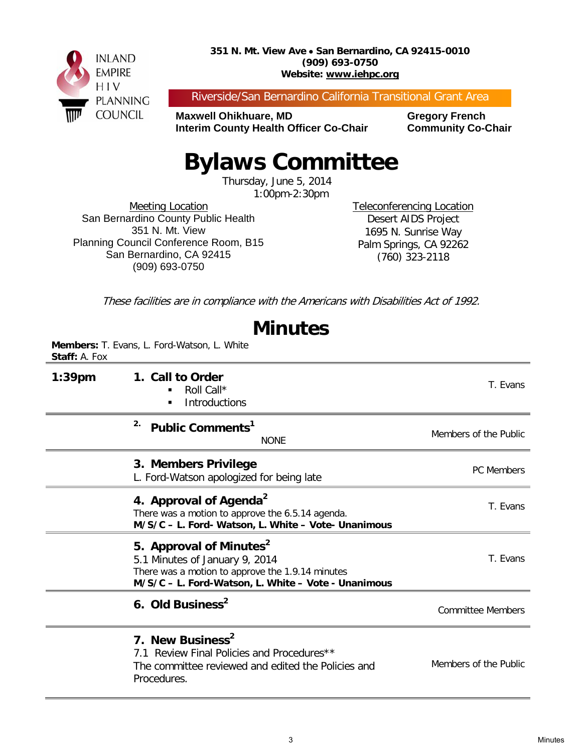INLAND EMPIRE HIV PLANNING COUNCIL

**351 N. Mt. View Ave • San Bernardino, CA 92415-0010**
**(909) 693-0750**
**Website: www.iehpc.org**

Riverside/San Bernardino California Transitional Grant Area

**Maxwell Ohikhuare, MD**
**Interim County Health Officer Co-Chair**

**Gregory French**
**Community Co-Chair**

# Bylaws Committee

Thursday, June 5, 2014
1:00pm-2:30pm

Meeting Location
San Bernardino County Public Health
351 N. Mt. View
Planning Council Conference Room, B15
San Bernardino, CA 92415
(909) 693-0750

Teleconferencing Location
Desert AIDS Project
1695 N. Sunrise Way
Palm Springs, CA 92262
(760) 323-2118

*These facilities are in compliance with the Americans with Disabilities Act of 1992.*

# Minutes

**Members:** T. Evans, L. Ford-Watson, L. White
**Staff:** A. Fox

| Time | Item | Presenter |
|---|---|---|
| **1:39pm** | **1. Call to Order**<br>▪ Roll Call*<br>▪ Introductions | T. Evans |
| | **2. Public Comments**[1]<br>NONE | Members of the Public |
| | **3. Members Privilege**<br>L. Ford-Watson apologized for being late | PC Members |
| | **4. Approval of Agenda**[2]<br>There was a motion to approve the 6.5.14 agenda.<br>**M/S/C – L. Ford- Watson, L. White – Vote- Unanimous** | T. Evans |
| | **5. Approval of Minutes**[2]<br>5.1 Minutes of January 9, 2014<br>There was a motion to approve the 1.9.14 minutes<br>**M/S/C – L. Ford-Watson, L. White – Vote - Unanimous** | T. Evans |
| | **6. Old Business**[2] | Committee Members |
| | **7. New Business**[2]<br>7.1 Review Final Policies and Procedures**<br>The committee reviewed and edited the Policies and Procedures. | Members of the Public |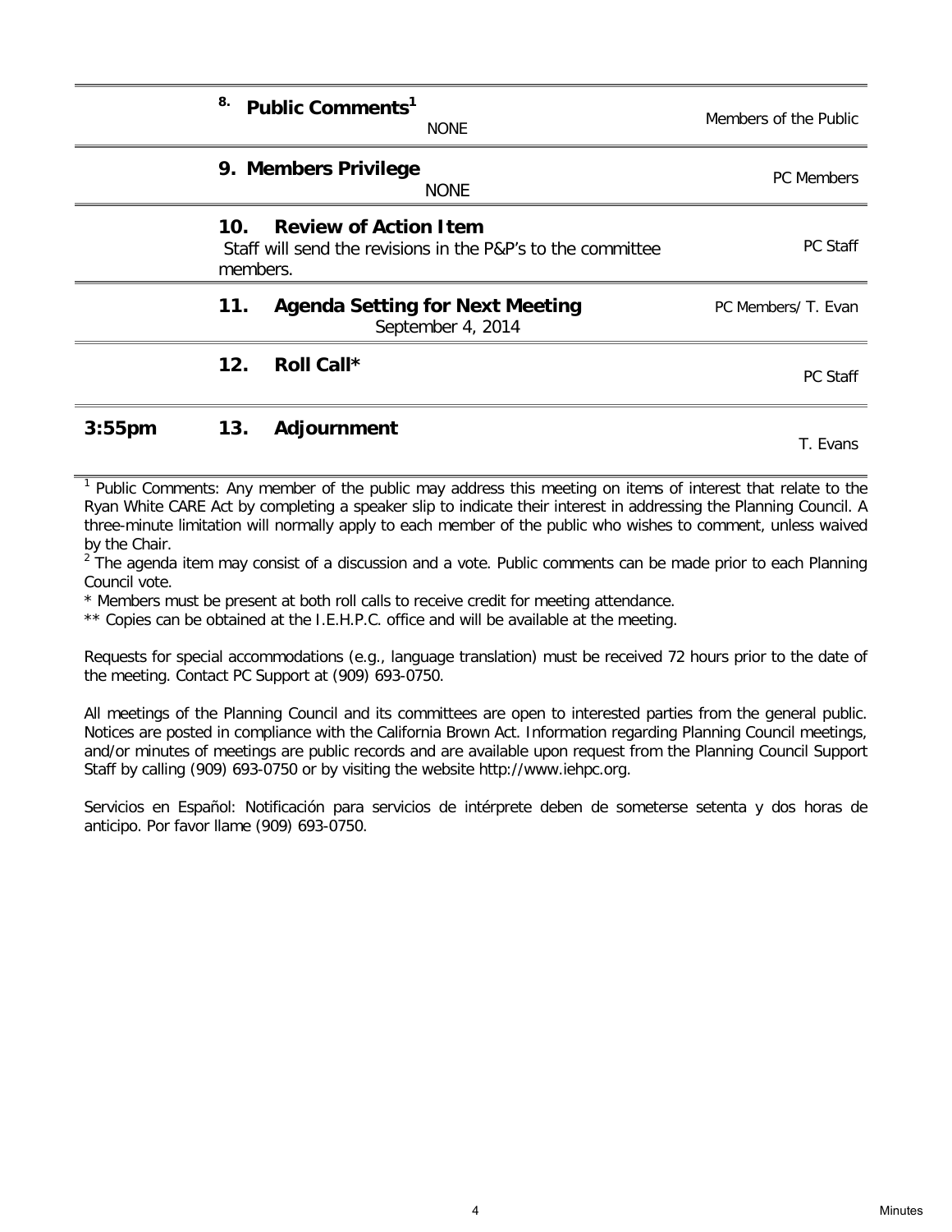| | | |
|---|---|---|
| | **8. Public Comments[1]**<br>NONE | Members of the Public |
| | **9. Members Privilege**<br>NONE | PC Members |
| | **10. Review of Action Item**<br>Staff will send the revisions in the P&P's to the committee members. | PC Staff |
| | **11. Agenda Setting for Next Meeting**<br>September 4, 2014 | PC Members/ T. Evan |
| | **12. Roll Call*** | PC Staff |
| **3:55pm** | **13. Adjournment** | T. Evans |

[1] Public Comments: Any member of the public may address this meeting on items of interest that relate to the Ryan White CARE Act by completing a speaker slip to indicate their interest in addressing the Planning Council. A three-minute limitation will normally apply to each member of the public who wishes to comment, unless waived by the Chair.

[2] The agenda item may consist of a discussion and a vote. Public comments can be made prior to each Planning Council vote.

* Members must be present at both roll calls to receive credit for meeting attendance.

** Copies can be obtained at the I.E.H.P.C. office and will be available at the meeting.

Requests for special accommodations (e.g., language translation) must be received 72 hours prior to the date of the meeting. Contact PC Support at (909) 693-0750.

All meetings of the Planning Council and its committees are open to interested parties from the general public. Notices are posted in compliance with the California Brown Act. Information regarding Planning Council meetings, and/or minutes of meetings are public records and are available upon request from the Planning Council Support Staff by calling (909) 693-0750 or by visiting the website http://www.iehpc.org.

Servicios en Español: Notificación para servicios de intérprete deben de someterse setenta y dos horas de anticipo. Por favor llame (909) 693-0750.